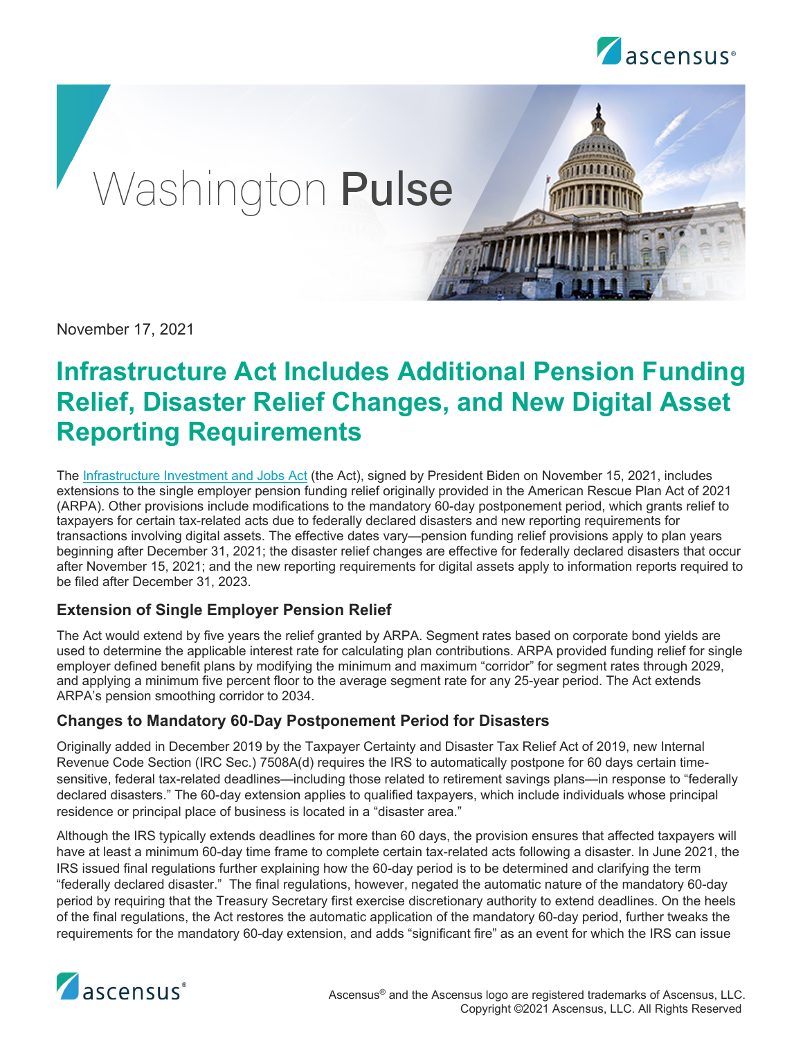Washington **Pulse**

November 17, 2021

# Infrastructure Act Includes Additional Pension Funding Relief, Disaster Relief Changes, and New Digital Asset Reporting Requirements

The Infrastructure Investment and Jobs Act (the Act), signed by President Biden on November 15, 2021, includes extensions to the single employer pension funding relief originally provided in the American Rescue Plan Act of 2021 (ARPA). Other provisions include modifications to the mandatory 60-day postponement period, which grants relief to taxpayers for certain tax-related acts due to federally declared disasters and new reporting requirements for transactions involving digital assets. The effective dates vary—pension funding relief provisions apply to plan years beginning after December 31, 2021; the disaster relief changes are effective for federally declared disasters that occur after November 15, 2021; and the new reporting requirements for digital assets apply to information reports required to be filed after December 31, 2023.

## Extension of Single Employer Pension Relief

The Act would extend by five years the relief granted by ARPA. Segment rates based on corporate bond yields are used to determine the applicable interest rate for calculating plan contributions. ARPA provided funding relief for single employer defined benefit plans by modifying the minimum and maximum "corridor" for segment rates through 2029, and applying a minimum five percent floor to the average segment rate for any 25-year period. The Act extends ARPA's pension smoothing corridor to 2034.

## Changes to Mandatory 60-Day Postponement Period for Disasters

Originally added in December 2019 by the Taxpayer Certainty and Disaster Tax Relief Act of 2019, new Internal Revenue Code Section (IRC Sec.) 7508A(d) requires the IRS to automatically postpone for 60 days certain time-sensitive, federal tax-related deadlines—including those related to retirement savings plans—in response to "federally declared disasters." The 60-day extension applies to qualified taxpayers, which include individuals whose principal residence or principal place of business is located in a "disaster area."

Although the IRS typically extends deadlines for more than 60 days, the provision ensures that affected taxpayers will have at least a minimum 60-day time frame to complete certain tax-related acts following a disaster. In June 2021, the IRS issued final regulations further explaining how the 60-day period is to be determined and clarifying the term "federally declared disaster." The final regulations, however, negated the automatic nature of the mandatory 60-day period by requiring that the Treasury Secretary first exercise discretionary authority to extend deadlines. On the heels of the final regulations, the Act restores the automatic application of the mandatory 60-day period, further tweaks the requirements for the mandatory 60-day extension, and adds "significant fire" as an event for which the IRS can issue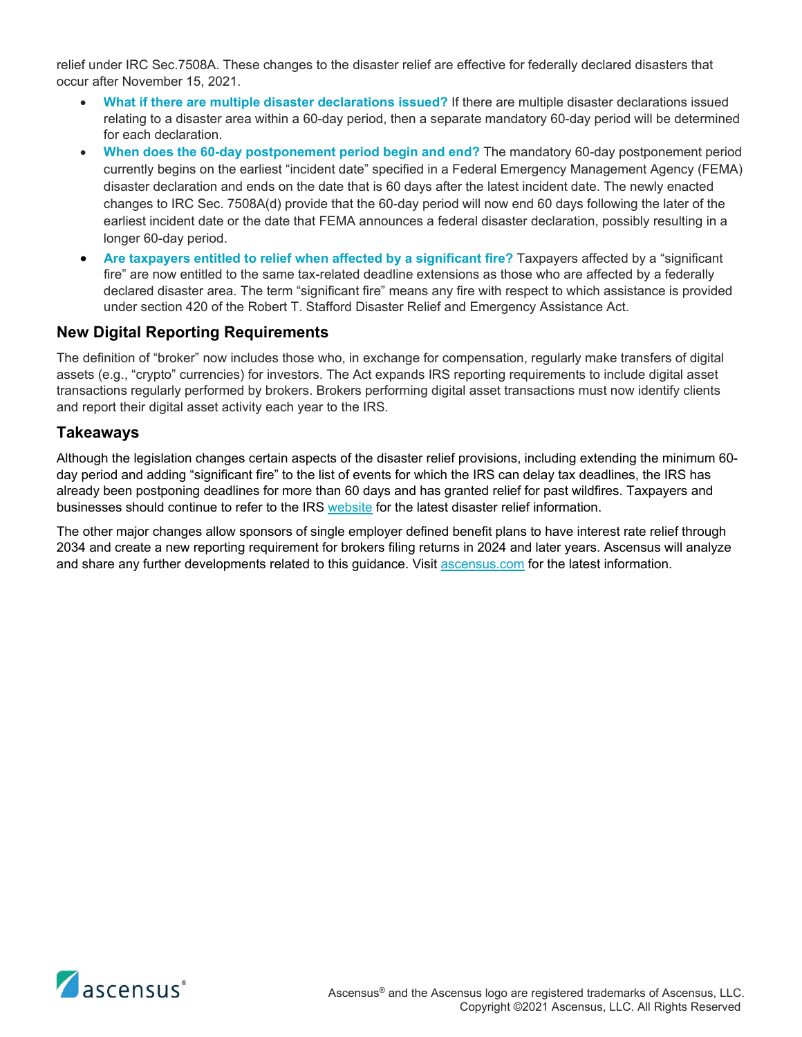relief under IRC Sec.7508A. These changes to the disaster relief are effective for federally declared disasters that occur after November 15, 2021.

- **What if there are multiple disaster declarations issued?** If there are multiple disaster declarations issued relating to a disaster area within a 60-day period, then a separate mandatory 60-day period will be determined for each declaration.
- **When does the 60-day postponement period begin and end?** The mandatory 60-day postponement period currently begins on the earliest "incident date" specified in a Federal Emergency Management Agency (FEMA) disaster declaration and ends on the date that is 60 days after the latest incident date. The newly enacted changes to IRC Sec. 7508A(d) provide that the 60-day period will now end 60 days following the later of the earliest incident date or the date that FEMA announces a federal disaster declaration, possibly resulting in a longer 60-day period.
- **Are taxpayers entitled to relief when affected by a significant fire?** Taxpayers affected by a "significant fire" are now entitled to the same tax-related deadline extensions as those who are affected by a federally declared disaster area. The term "significant fire" means any fire with respect to which assistance is provided under section 420 of the Robert T. Stafford Disaster Relief and Emergency Assistance Act.

## New Digital Reporting Requirements

The definition of "broker" now includes those who, in exchange for compensation, regularly make transfers of digital assets (e.g., "crypto" currencies) for investors. The Act expands IRS reporting requirements to include digital asset transactions regularly performed by brokers. Brokers performing digital asset transactions must now identify clients and report their digital asset activity each year to the IRS.

## Takeaways

Although the legislation changes certain aspects of the disaster relief provisions, including extending the minimum 60-day period and adding "significant fire" to the list of events for which the IRS can delay tax deadlines, the IRS has already been postponing deadlines for more than 60 days and has granted relief for past wildfires. Taxpayers and businesses should continue to refer to the IRS website for the latest disaster relief information.

The other major changes allow sponsors of single employer defined benefit plans to have interest rate relief through 2034 and create a new reporting requirement for brokers filing returns in 2024 and later years. Ascensus will analyze and share any further developments related to this guidance. Visit ascensus.com for the latest information.

Ascensus® and the Ascensus logo are registered trademarks of Ascensus, LLC.
Copyright ©2021 Ascensus, LLC. All Rights Reserved